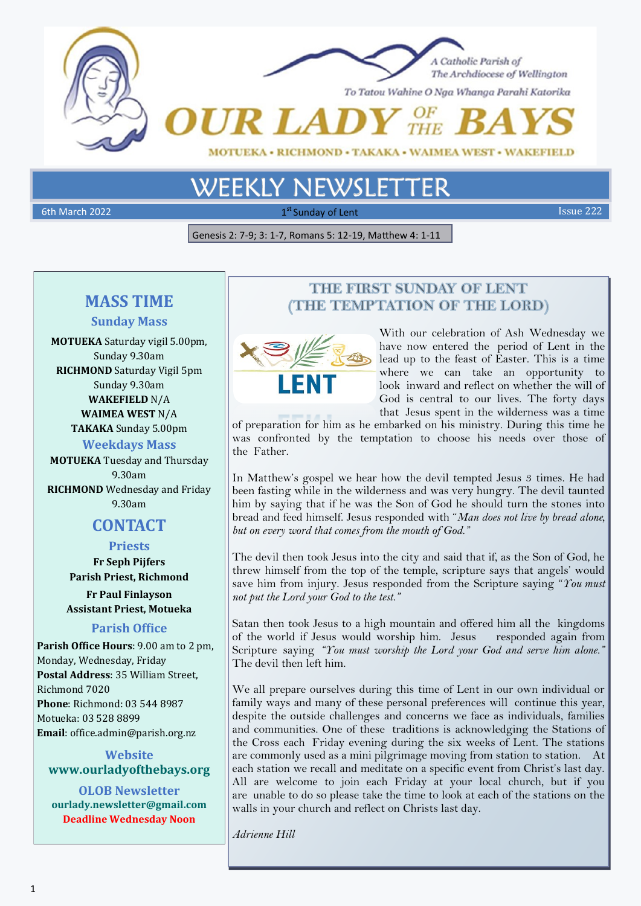A Catholic Parish of
The Archdiocese of Wellington

To Tatou Wahine O Nga Whanga Parahi Katorika

# OUR LADY OF THE BAYS

MOTUEKA • RICHMOND • TAKAKA • WAIMEA WEST • WAKEFIELD

# WEEKLY NEWSLETTER

6th March 2022 | 1st Sunday of Lent | Issue 222

Genesis 2: 7-9; 3: 1-7, Romans 5: 12-19, Matthew 4: 1-11

## MASS TIME

### Sunday Mass

**MOTUEKA** Saturday vigil 5.00pm, Sunday 9.30am
**RICHMOND** Saturday Vigil 5pm Sunday 9.30am
**WAKEFIELD** N/A
**WAIMEA WEST** N/A
**TAKAKA** Sunday 5.00pm

### Weekdays Mass

**MOTUEKA** Tuesday and Thursday 9.30am
**RICHMOND** Wednesday and Friday 9.30am

## CONTACT

### Priests

**Fr Seph Pijfers**
**Parish Priest, Richmond**

**Fr Paul Finlayson**
**Assistant Priest, Motueka**

### Parish Office

**Parish Office Hours**: 9.00 am to 2 pm, Monday, Wednesday, Friday
**Postal Address**: 35 William Street, Richmond 7020
**Phone**: Richmond: 03 544 8987
Motueka: 03 528 8899
**Email**: office.admin@parish.org.nz

### Website

**www.ourladyofthebays.org**

### OLOB Newsletter

**ourlady.newsletter@gmail.com**
**Deadline Wednesday Noon**

## THE FIRST SUNDAY OF LENT (THE TEMPTATION OF THE LORD)

LENT

With our celebration of Ash Wednesday we have now entered the period of Lent in the lead up to the feast of Easter. This is a time where we can take an opportunity to look inward and reflect on whether the will of God is central to our lives. The forty days that Jesus spent in the wilderness was a time of preparation for him as he embarked on his ministry. During this time he was confronted by the temptation to choose his needs over those of the Father.

In Matthew's gospel we hear how the devil tempted Jesus 3 times. He had been fasting while in the wilderness and was very hungry. The devil taunted him by saying that if he was the Son of God he should turn the stones into bread and feed himself. Jesus responded with "*Man does not live by bread alone, but on every word that comes from the mouth of God.*"

The devil then took Jesus into the city and said that if, as the Son of God, he threw himself from the top of the temple, scripture says that angels' would save him from injury. Jesus responded from the Scripture saying "*You must not put the Lord your God to the test.*"

Satan then took Jesus to a high mountain and offered him all the kingdoms of the world if Jesus would worship him. Jesus responded again from Scripture saying "*You must worship the Lord your God and serve him alone.*" The devil then left him.

We all prepare ourselves during this time of Lent in our own individual or family ways and many of these personal preferences will continue this year, despite the outside challenges and concerns we face as individuals, families and communities. One of these traditions is acknowledging the Stations of the Cross each Friday evening during the six weeks of Lent. The stations are commonly used as a mini pilgrimage moving from station to station. At each station we recall and meditate on a specific event from Christ's last day. All are welcome to join each Friday at your local church, but if you are unable to do so please take the time to look at each of the stations on the walls in your church and reflect on Christs last day.

*Adrienne Hill*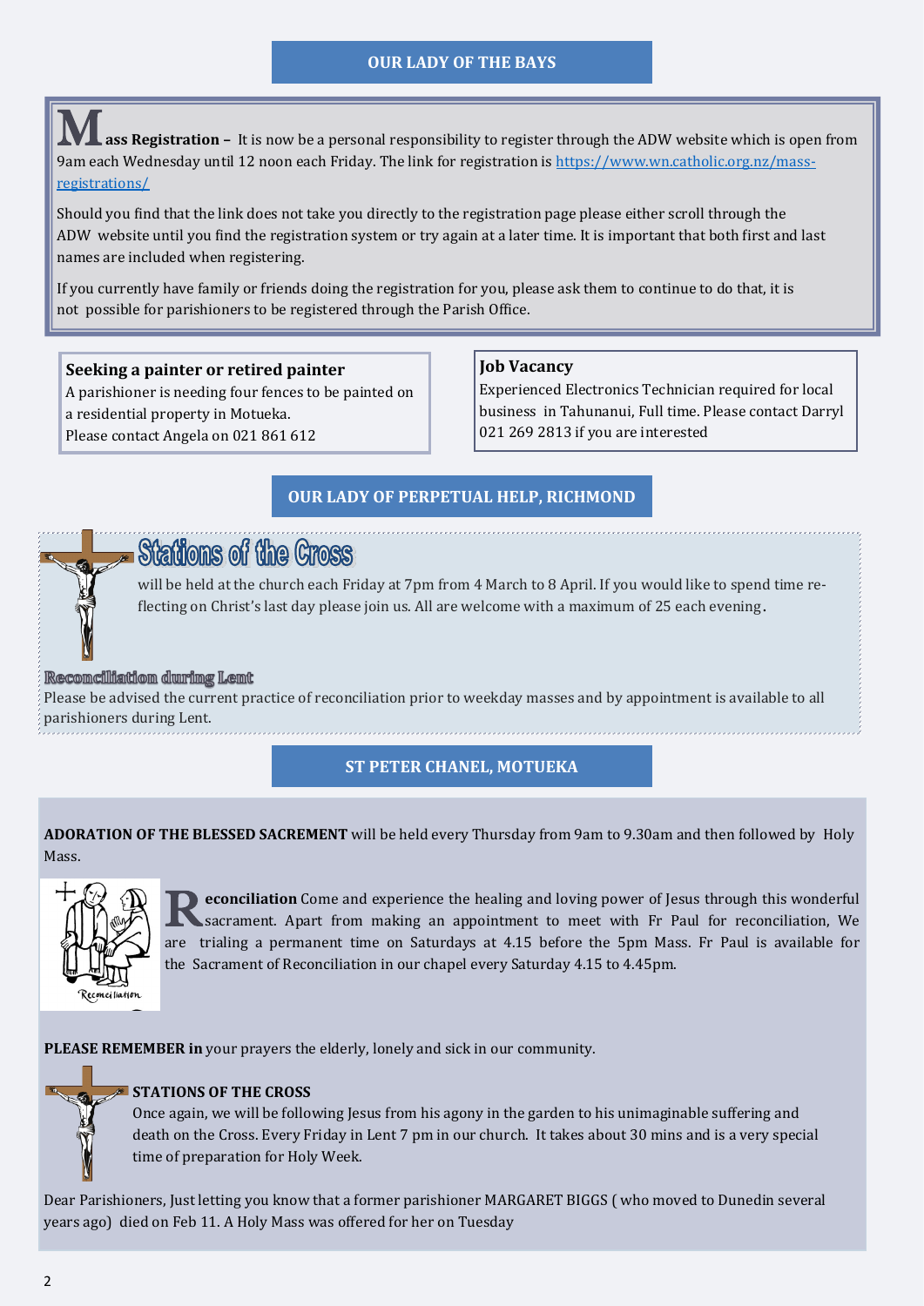## OUR LADY OF THE BAYS

**Mass Registration –** It is now be a personal responsibility to register through the ADW website which is open from 9am each Wednesday until 12 noon each Friday. The link for registration is https://www.wn.catholic.org.nz/mass-registrations/

Should you find that the link does not take you directly to the registration page please either scroll through the ADW website until you find the registration system or try again at a later time. It is important that both first and last names are included when registering.

If you currently have family or friends doing the registration for you, please ask them to continue to do that, it is not possible for parishioners to be registered through the Parish Office.

**Seeking a painter or retired painter**
A parishioner is needing four fences to be painted on a residential property in Motueka.
Please contact Angela on 021 861 612

**Job Vacancy**
Experienced Electronics Technician required for local business in Tahunanui, Full time. Please contact Darryl 021 269 2813 if you are interested

## OUR LADY OF PERPETUAL HELP, RICHMOND

### Stations of the Cross

will be held at the church each Friday at 7pm from 4 March to 8 April. If you would like to spend time reflecting on Christ's last day please join us. All are welcome with a maximum of 25 each evening.

**Reconciliation during Lent**
Please be advised the current practice of reconciliation prior to weekday masses and by appointment is available to all parishioners during Lent.

## ST PETER CHANEL, MOTUEKA

**ADORATION OF THE BLESSED SACRAMENT** will be held every Thursday from 9am to 9.30am and then followed by Holy Mass.

**Reconciliation** Come and experience the healing and loving power of Jesus through this wonderful sacrament. Apart from making an appointment to meet with Fr Paul for reconciliation, We are trialing a permanent time on Saturdays at 4.15 before the 5pm Mass. Fr Paul is available for the Sacrament of Reconciliation in our chapel every Saturday 4.15 to 4.45pm.

**PLEASE REMEMBER in** your prayers the elderly, lonely and sick in our community.

**STATIONS OF THE CROSS**
Once again, we will be following Jesus from his agony in the garden to his unimaginable suffering and death on the Cross. Every Friday in Lent 7 pm in our church. It takes about 30 mins and is a very special time of preparation for Holy Week.

Dear Parishioners, Just letting you know that a former parishioner MARGARET BIGGS ( who moved to Dunedin several years ago) died on Feb 11. A Holy Mass was offered for her on Tuesday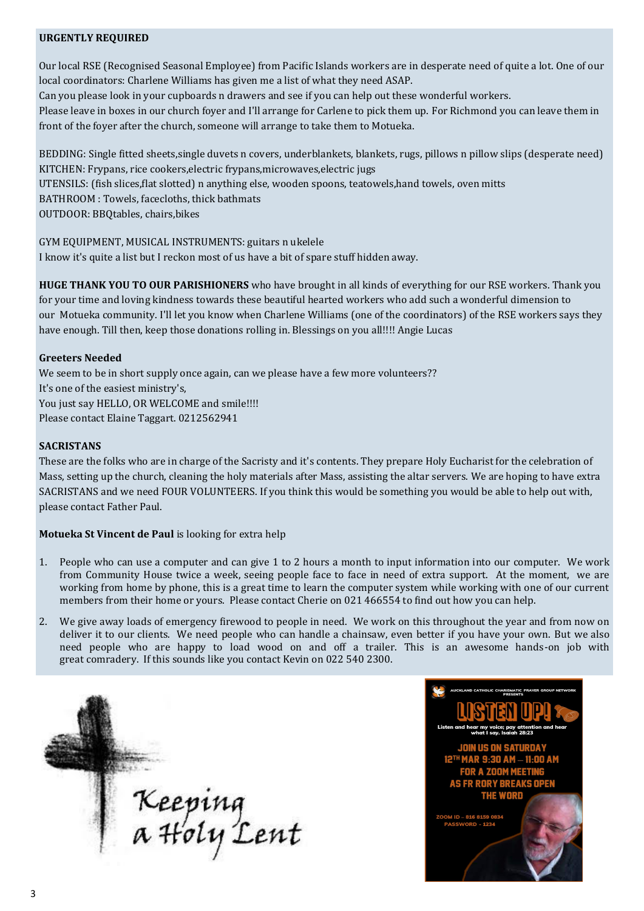**URGENTLY REQUIRED**

Our local RSE (Recognised Seasonal Employee) from Pacific Islands workers are in desperate need of quite a lot. One of our local coordinators: Charlene Williams has given me a list of what they need ASAP.
Can you please look in your cupboards n drawers and see if you can help out these wonderful workers.
Please leave in boxes in our church foyer and I'll arrange for Carlene to pick them up. For Richmond you can leave them in front of the foyer after the church, someone will arrange to take them to Motueka.

BEDDING: Single fitted sheets,single duvets n covers, underblankets, blankets, rugs, pillows n pillow slips (desperate need)
KITCHEN: Frypans, rice cookers,electric frypans,microwaves,electric jugs
UTENSILS: (fish slices,flat slotted) n anything else, wooden spoons, teatowels,hand towels, oven mitts
BATHROOM : Towels, facecloths, thick bathmats
OUTDOOR: BBQtables, chairs,bikes

GYM EQUIPMENT, MUSICAL INSTRUMENTS: guitars n ukelele
I know it's quite a list but I reckon most of us have a bit of spare stuff hidden away.

**HUGE THANK YOU TO OUR PARISHIONERS** who have brought in all kinds of everything for our RSE workers. Thank you for your time and loving kindness towards these beautiful hearted workers who add such a wonderful dimension to our Motueka community. I'll let you know when Charlene Williams (one of the coordinators) of the RSE workers says they have enough. Till then, keep those donations rolling in. Blessings on you all!!!! Angie Lucas

**Greeters Needed**

We seem to be in short supply once again, can we please have a few more volunteers??
It's one of the easiest ministry's,
You just say HELLO, OR WELCOME and smile!!!!
Please contact Elaine Taggart. 0212562941

**SACRISTANS**

These are the folks who are in charge of the Sacristy and it's contents. They prepare Holy Eucharist for the celebration of Mass, setting up the church, cleaning the holy materials after Mass, assisting the altar servers. We are hoping to have extra SACRISTANS and we need FOUR VOLUNTEERS. If you think this would be something you would be able to help out with, please contact Father Paul.

**Motueka St Vincent de Paul** is looking for extra help

1. People who can use a computer and can give 1 to 2 hours a month to input information into our computer. We work from Community House twice a week, seeing people face to face in need of extra support. At the moment, we are working from home by phone, this is a great time to learn the computer system while working with one of our current members from their home or yours. Please contact Cherie on 021 466554 to find out how you can help.
2. We give away loads of emergency firewood to people in need. We work on this throughout the year and from now on deliver it to our clients. We need people who can handle a chainsaw, even better if you have your own. But we also need people who are happy to load wood on and off a trailer. This is an awesome hands-on job with great comradery. If this sounds like you contact Kevin on 022 540 2300.

Keeping a Holy Lent

AUCKLAND CATHOLIC CHARISMATIC PRAYER GROUP NETWORK PRESENTS

LISTEN UP!

Listen and hear my voice; pay attention and hear what I say. Isaiah 28:23

JOIN US ON SATURDAY 12TH MAR 9:30 AM – 11:00 AM FOR A ZOOM MEETING AS FR RORY BREAKS OPEN THE WORD

ZOOM ID – 816 8159 0834
PASSWORD – 1234